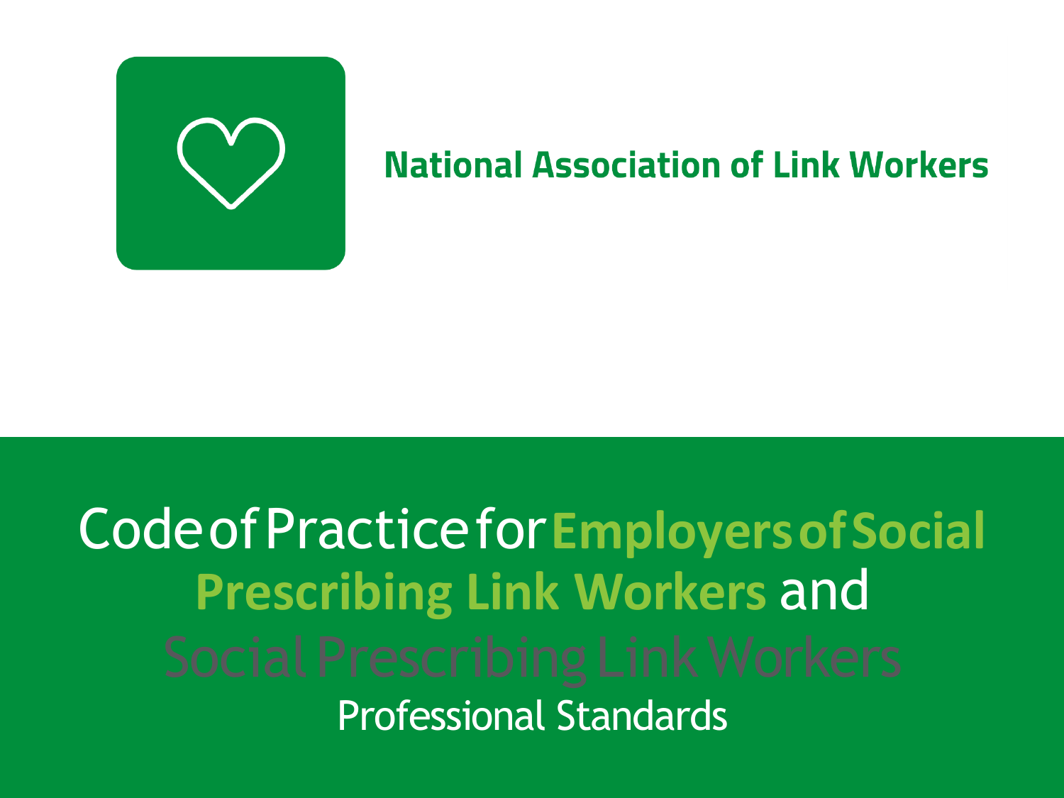**National Association of Link Workers**

# Code of Practice for Employers of Social Prescribing Link Workers and Social Prescribing Link Workers

## Professional Standards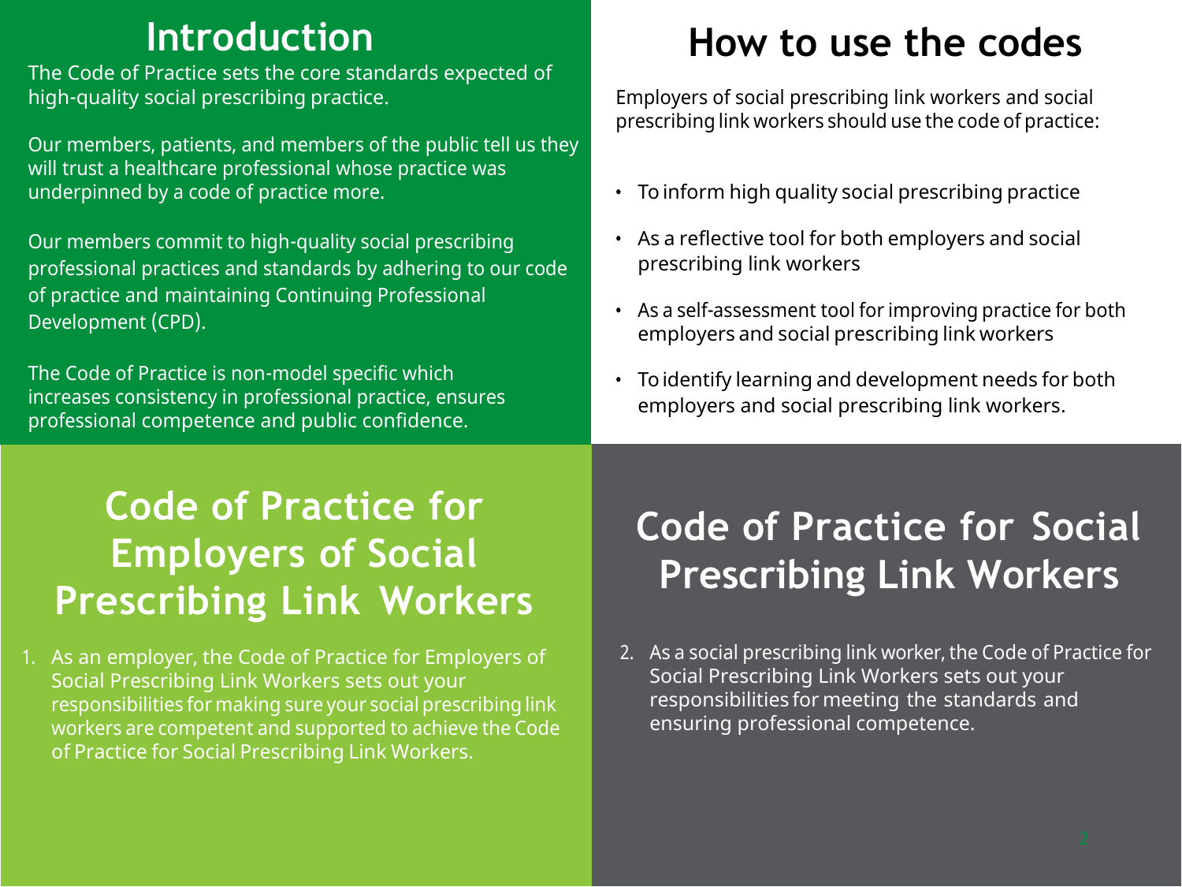# Introduction

The Code of Practice sets the core standards expected of high-quality social prescribing practice.

Our members, patients, and members of the public tell us they will trust a healthcare professional whose practice was underpinned by a code of practice more.

Our members commit to high-quality social prescribing professional practices and standards by adhering to our code of practice and maintaining Continuing Professional Development (CPD).

The Code of Practice is non-model specific which increases consistency in professional practice, ensures professional competence and public confidence.

# How to use the codes

Employers of social prescribing link workers and social prescribing link workers should use the code of practice:

- To inform high quality social prescribing practice
- As a reflective tool for both employers and social prescribing link workers
- As a self-assessment tool for improving practice for both employers and social prescribing link workers
- To identify learning and development needs for both employers and social prescribing link workers.

# Code of Practice for Employers of Social Prescribing Link Workers

1. As an employer, the Code of Practice for Employers of Social Prescribing Link Workers sets out your responsibilities for making sure your social prescribing link workers are competent and supported to achieve the Code of Practice for Social Prescribing Link Workers.

# Code of Practice for Social Prescribing Link Workers

2. As a social prescribing link worker, the Code of Practice for Social Prescribing Link Workers sets out your responsibilities for meeting the standards and ensuring professional competence.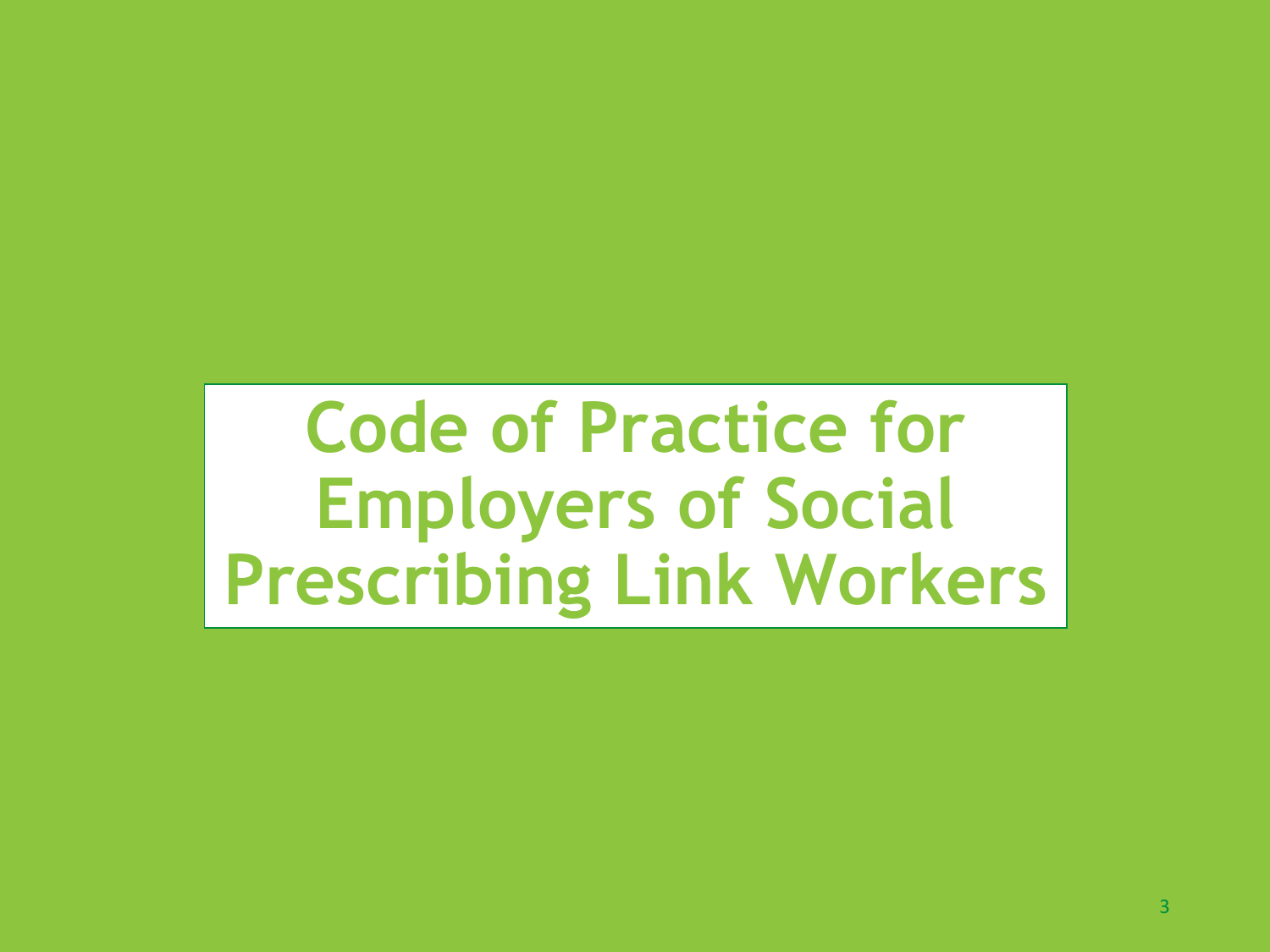# Code of Practice for Employers of Social Prescribing Link Workers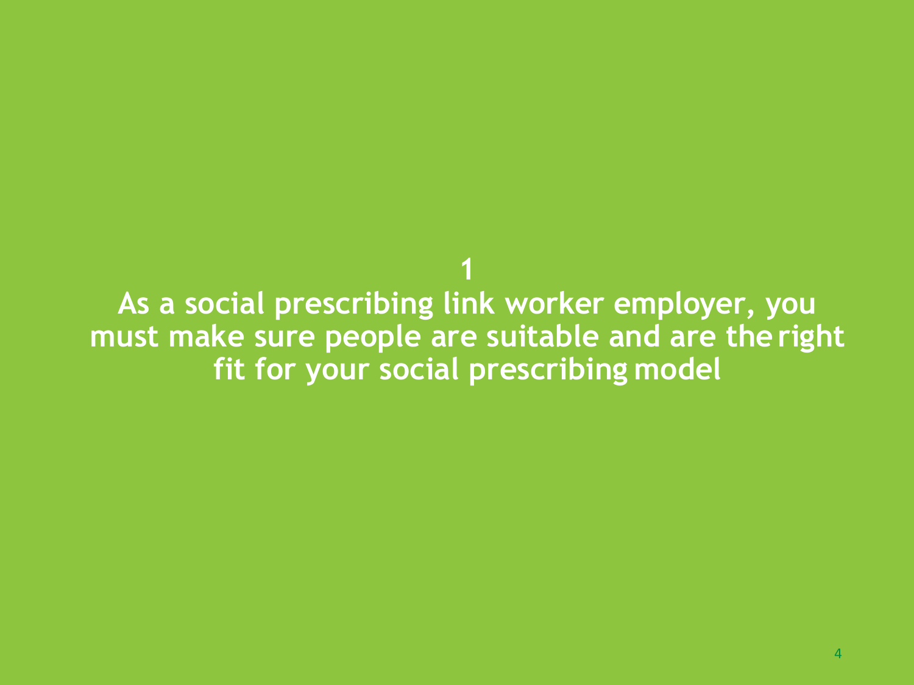# 1

# As a social prescribing link worker employer, you must make sure people are suitable and are the right fit for your social prescribing model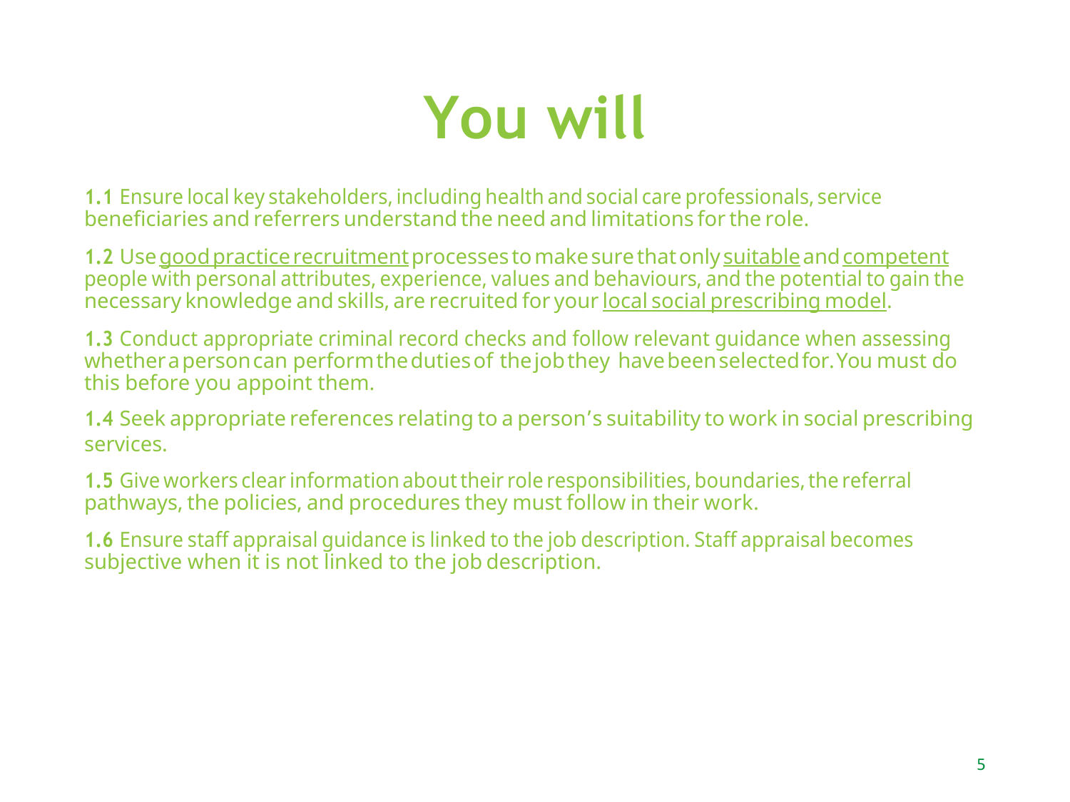# You will

**1.1** Ensure local key stakeholders, including health and social care professionals, service beneficiaries and referrers understand the need and limitations for the role.

**1.2** Use good practice recruitment processes to make sure that only suitable and competent people with personal attributes, experience, values and behaviours, and the potential to gain the necessary knowledge and skills, are recruited for your local social prescribing model.

**1.3** Conduct appropriate criminal record checks and follow relevant guidance when assessing whether a person can perform the duties of the job they have been selected for. You must do this before you appoint them.

**1.4** Seek appropriate references relating to a person's suitability to work in social prescribing services.

**1.5** Give workers clear information about their role responsibilities, boundaries, the referral pathways, the policies, and procedures they must follow in their work.

**1.6** Ensure staff appraisal guidance is linked to the job description. Staff appraisal becomes subjective when it is not linked to the job description.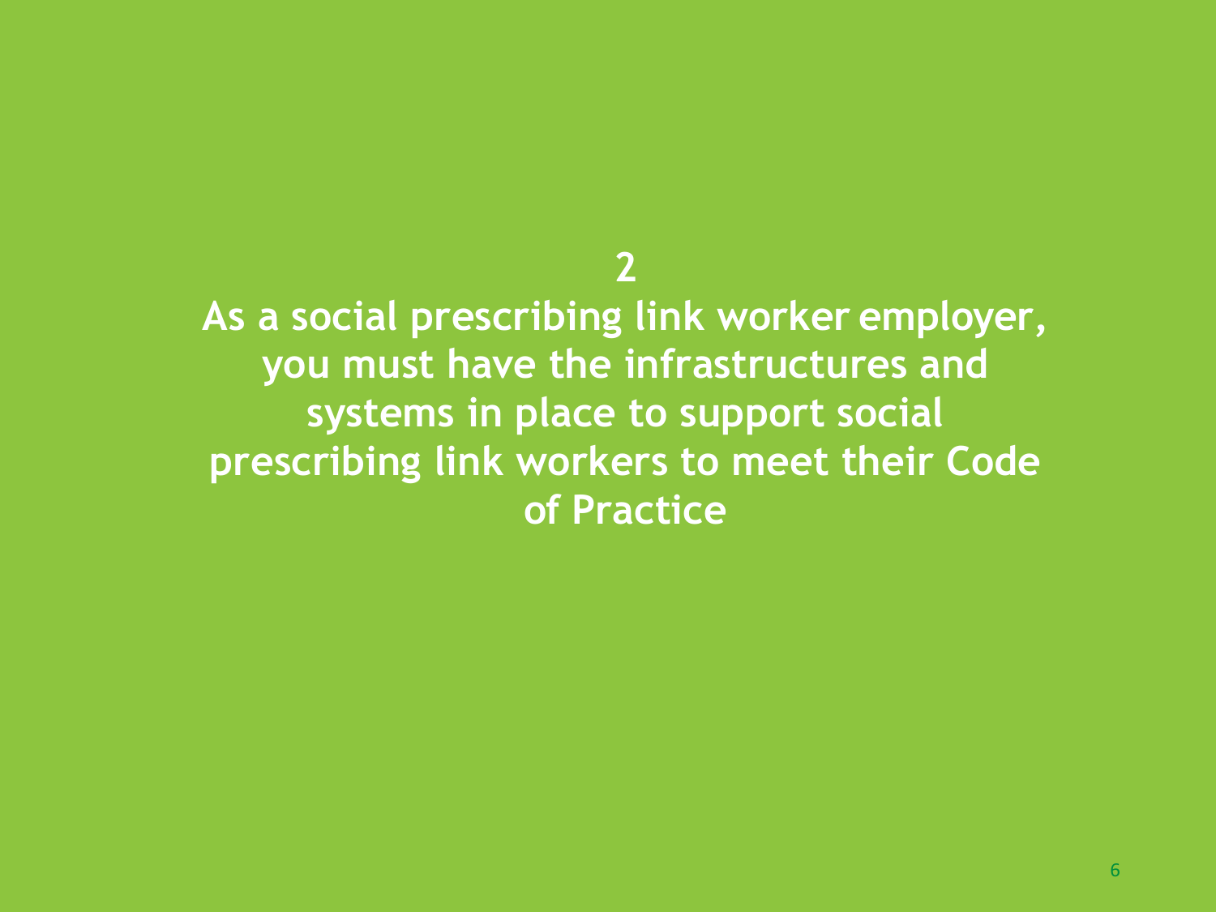# 2

# As a social prescribing link worker employer, you must have the infrastructures and systems in place to support social prescribing link workers to meet their Code of Practice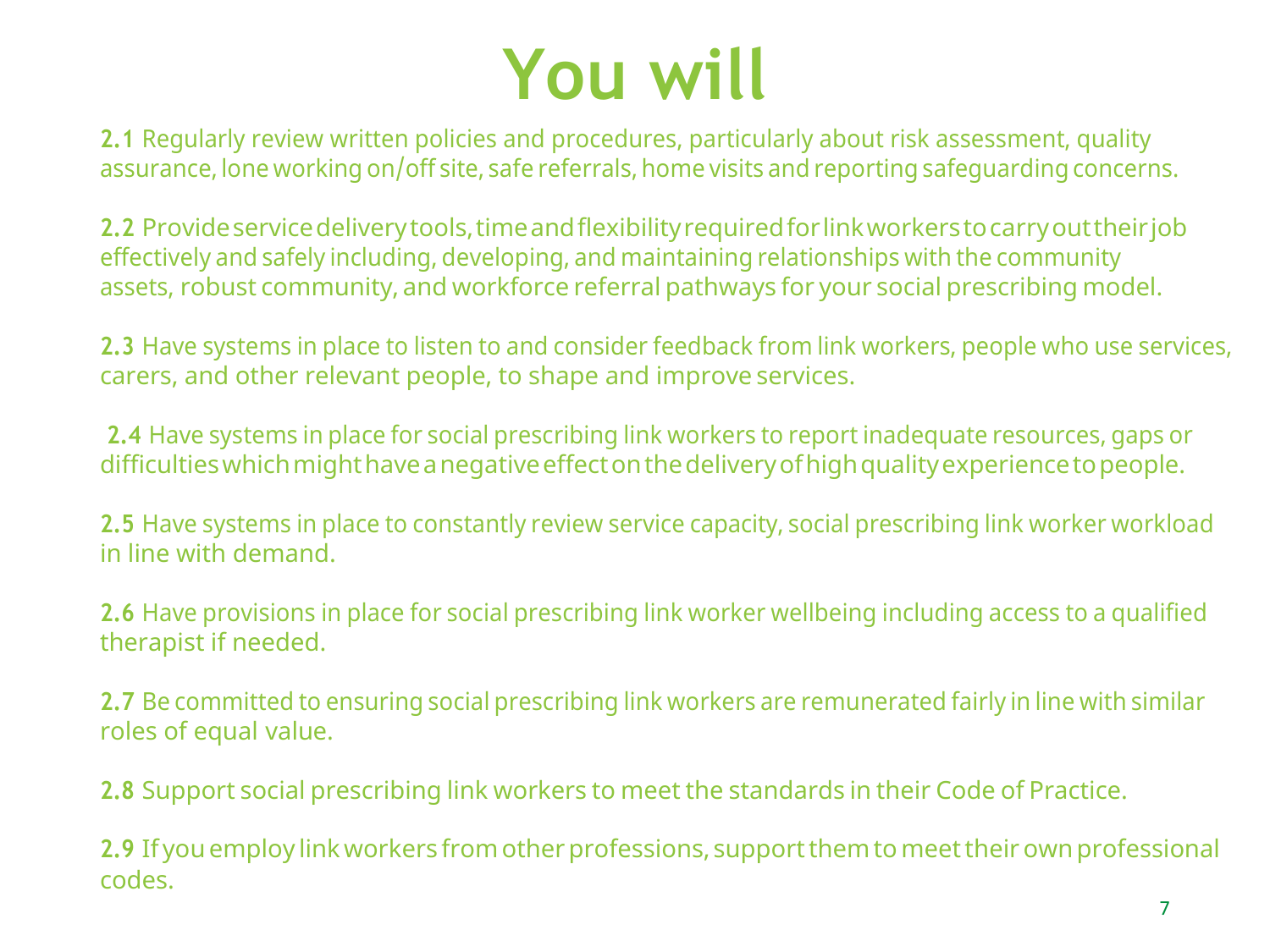# You will

**2.1** Regularly review written policies and procedures, particularly about risk assessment, quality assurance, lone working on/off site, safe referrals, home visits and reporting safeguarding concerns.

**2.2** Provide service delivery tools, time and flexibility required for link workers to carry out their job effectively and safely including, developing, and maintaining relationships with the community assets, robust community, and workforce referral pathways for your social prescribing model.

**2.3** Have systems in place to listen to and consider feedback from link workers, people who use services, carers, and other relevant people, to shape and improve services.

**2.4** Have systems in place for social prescribing link workers to report inadequate resources, gaps or difficulties which might have a negative effect on the delivery of high quality experience to people.

**2.5** Have systems in place to constantly review service capacity, social prescribing link worker workload in line with demand.

**2.6** Have provisions in place for social prescribing link worker wellbeing including access to a qualified therapist if needed.

**2.7** Be committed to ensuring social prescribing link workers are remunerated fairly in line with similar roles of equal value.

**2.8** Support social prescribing link workers to meet the standards in their Code of Practice.

**2.9** If you employ link workers from other professions, support them to meet their own professional codes.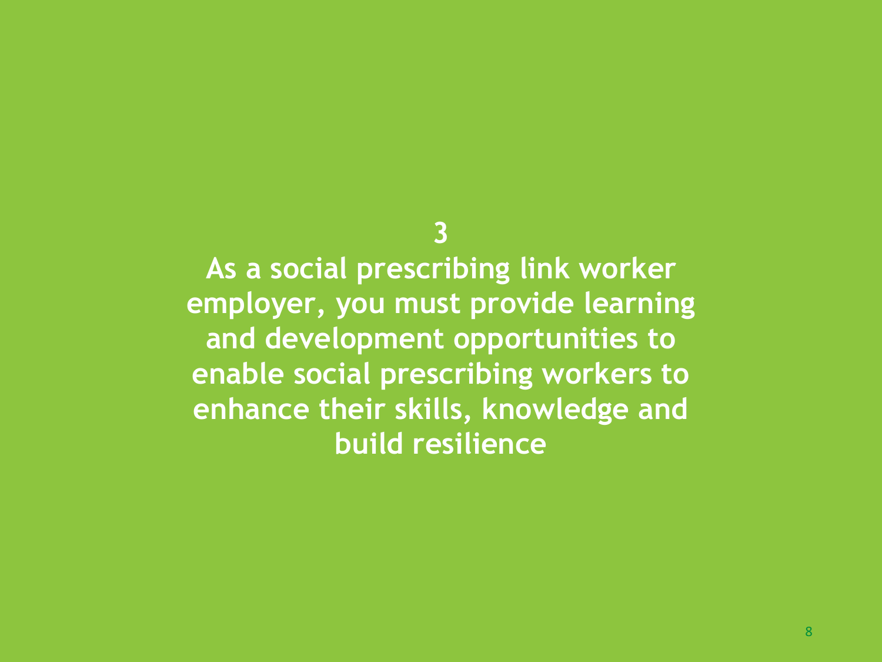# 3

# As a social prescribing link worker employer, you must provide learning and development opportunities to enable social prescribing workers to enhance their skills, knowledge and build resilience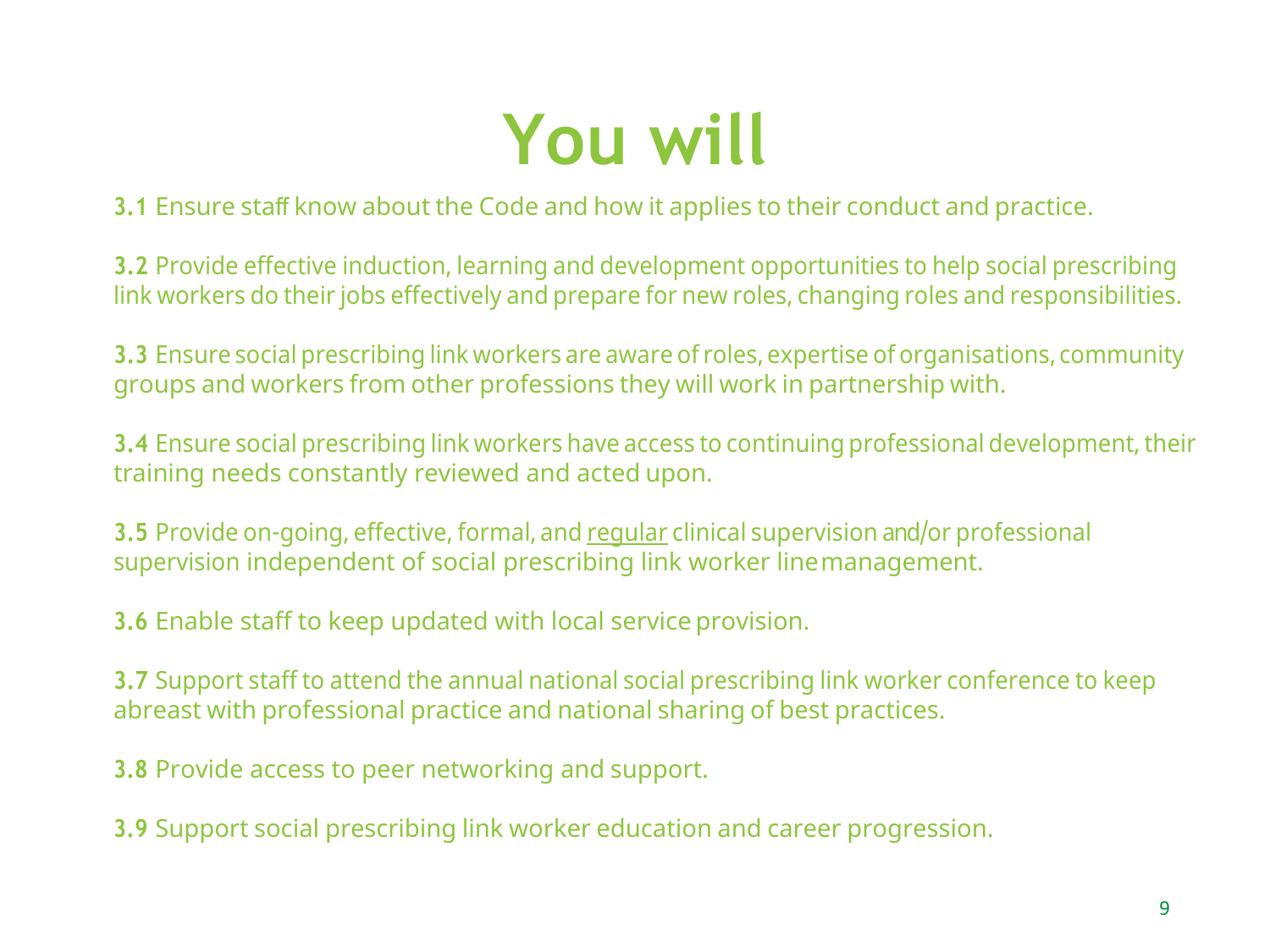# You will

**3.1** Ensure staff know about the Code and how it applies to their conduct and practice.

**3.2** Provide effective induction, learning and development opportunities to help social prescribing link workers do their jobs effectively and prepare for new roles, changing roles and responsibilities.

**3.3** Ensure social prescribing link workers are aware of roles, expertise of organisations, community groups and workers from other professions they will work in partnership with.

**3.4** Ensure social prescribing link workers have access to continuing professional development, their training needs constantly reviewed and acted upon.

**3.5** Provide on-going, effective, formal, and <u>regular</u> clinical supervision and/or professional supervision independent of social prescribing link worker line management.

**3.6** Enable staff to keep updated with local service provision.

**3.7** Support staff to attend the annual national social prescribing link worker conference to keep abreast with professional practice and national sharing of best practices.

**3.8** Provide access to peer networking and support.

**3.9** Support social prescribing link worker education and career progression.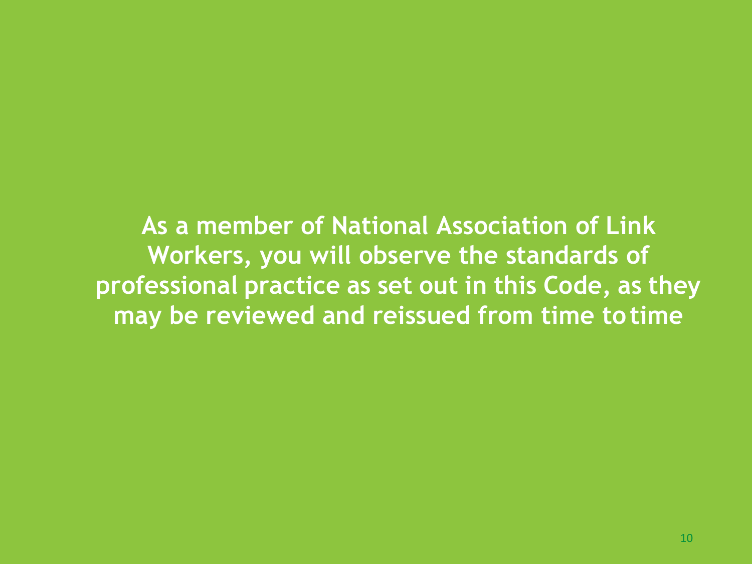**As a member of National Association of Link Workers, you will observe the standards of professional practice as set out in this Code, as they may be reviewed and reissued from time to time**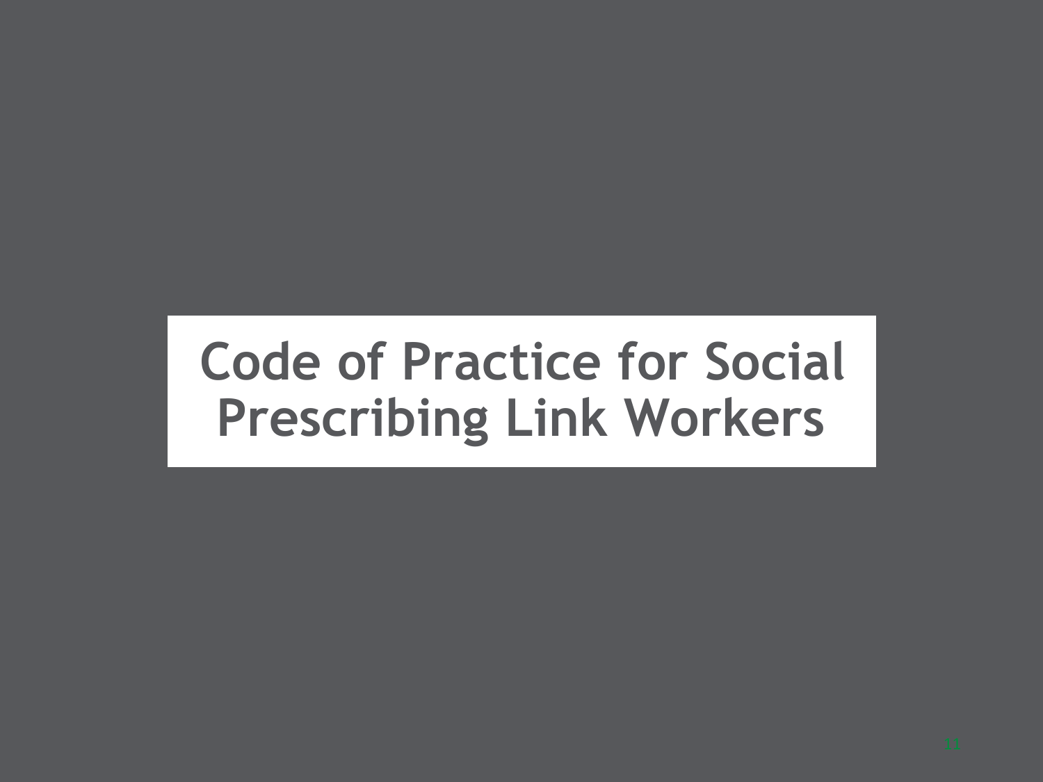# Code of Practice for Social Prescribing Link Workers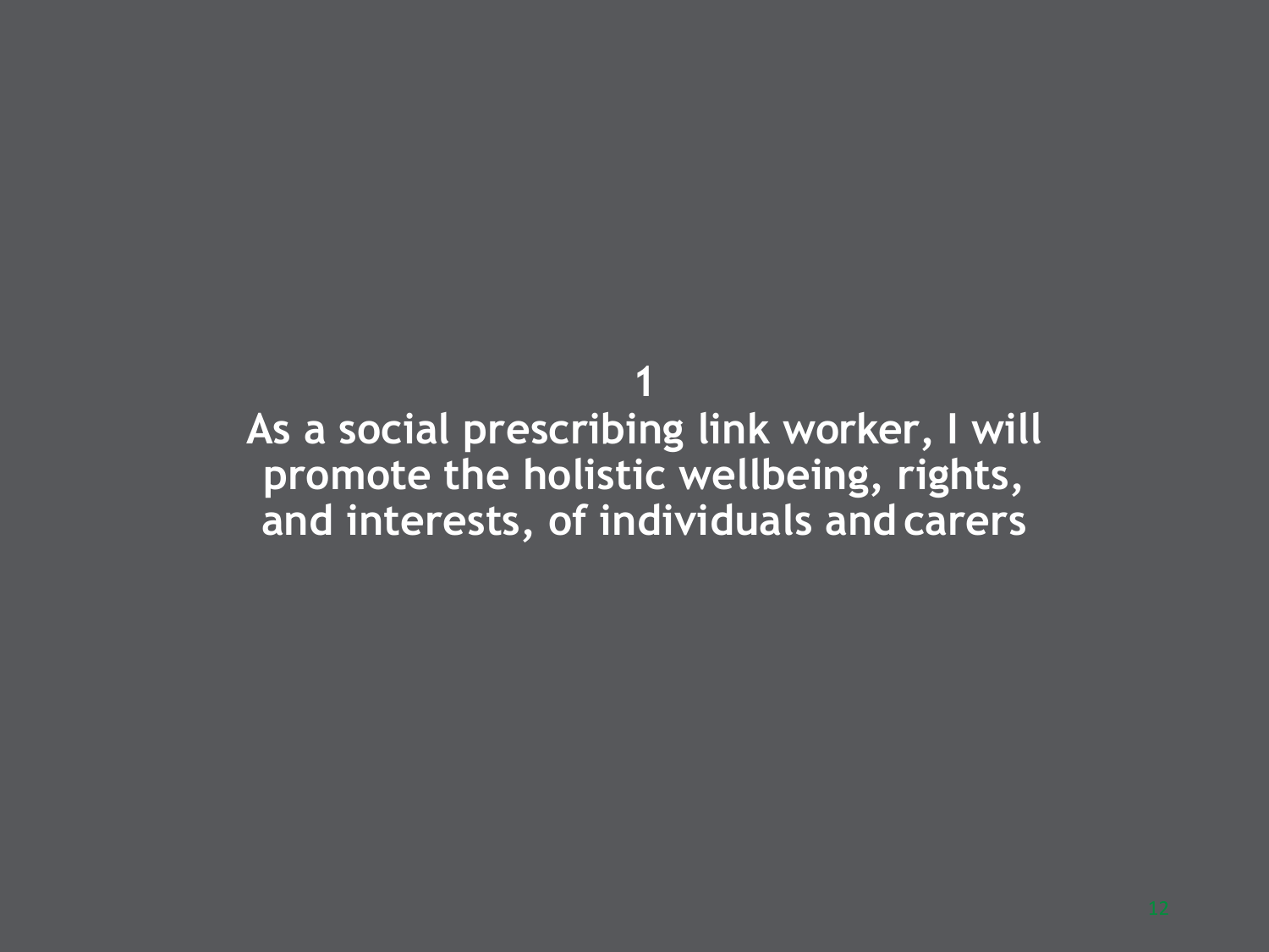# 1

# As a social prescribing link worker, I will promote the holistic wellbeing, rights, and interests, of individuals and carers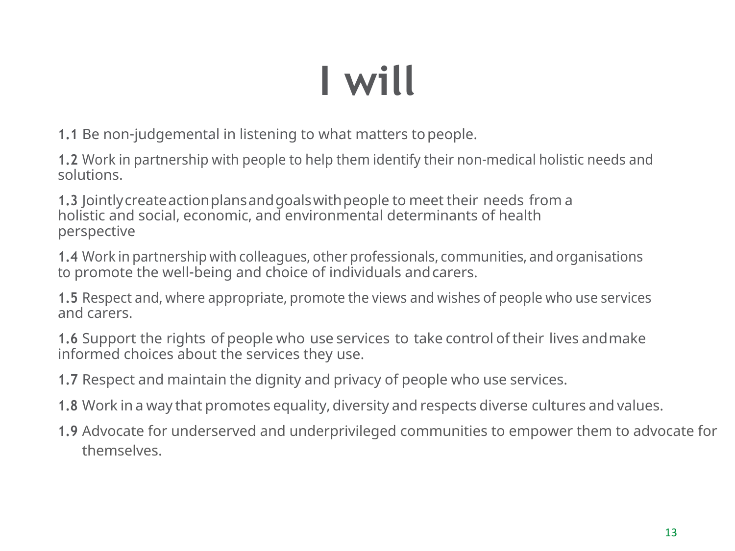# I will

**1.1** Be non-judgemental in listening to what matters to people.

**1.2** Work in partnership with people to help them identify their non-medical holistic needs and solutions.

**1.3** Jointly create action plans and goals with people to meet their needs from a holistic and social, economic, and environmental determinants of health perspective

**1.4** Work in partnership with colleagues, other professionals, communities, and organisations to promote the well-being and choice of individuals and carers.

**1.5** Respect and, where appropriate, promote the views and wishes of people who use services and carers.

**1.6** Support the rights of people who use services to take control of their lives and make informed choices about the services they use.

**1.7** Respect and maintain the dignity and privacy of people who use services.

**1.8** Work in a way that promotes equality, diversity and respects diverse cultures and values.

**1.9** Advocate for underserved and underprivileged communities to empower them to advocate for themselves.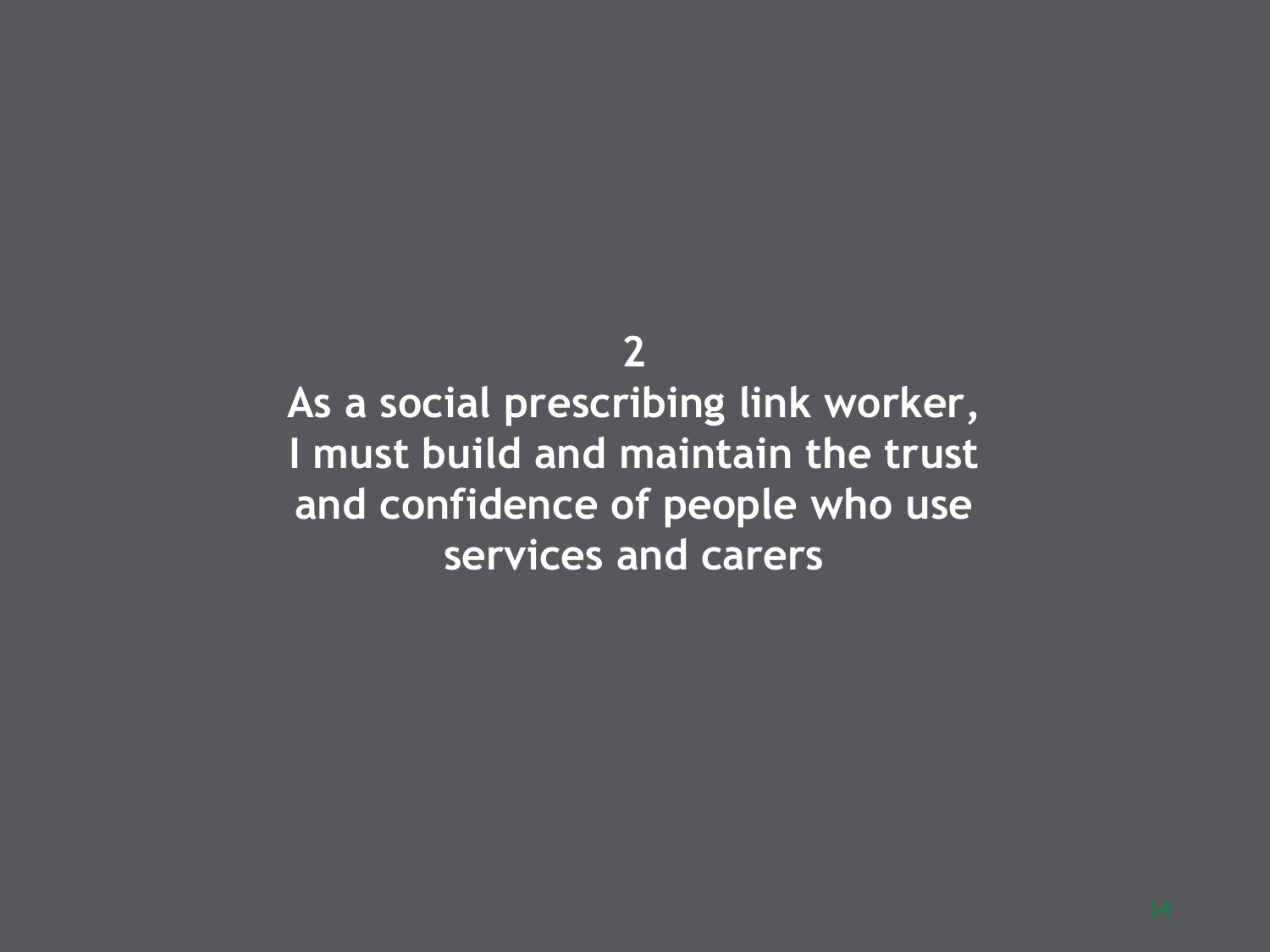# 2

# As a social prescribing link worker, I must build and maintain the trust and confidence of people who use services and carers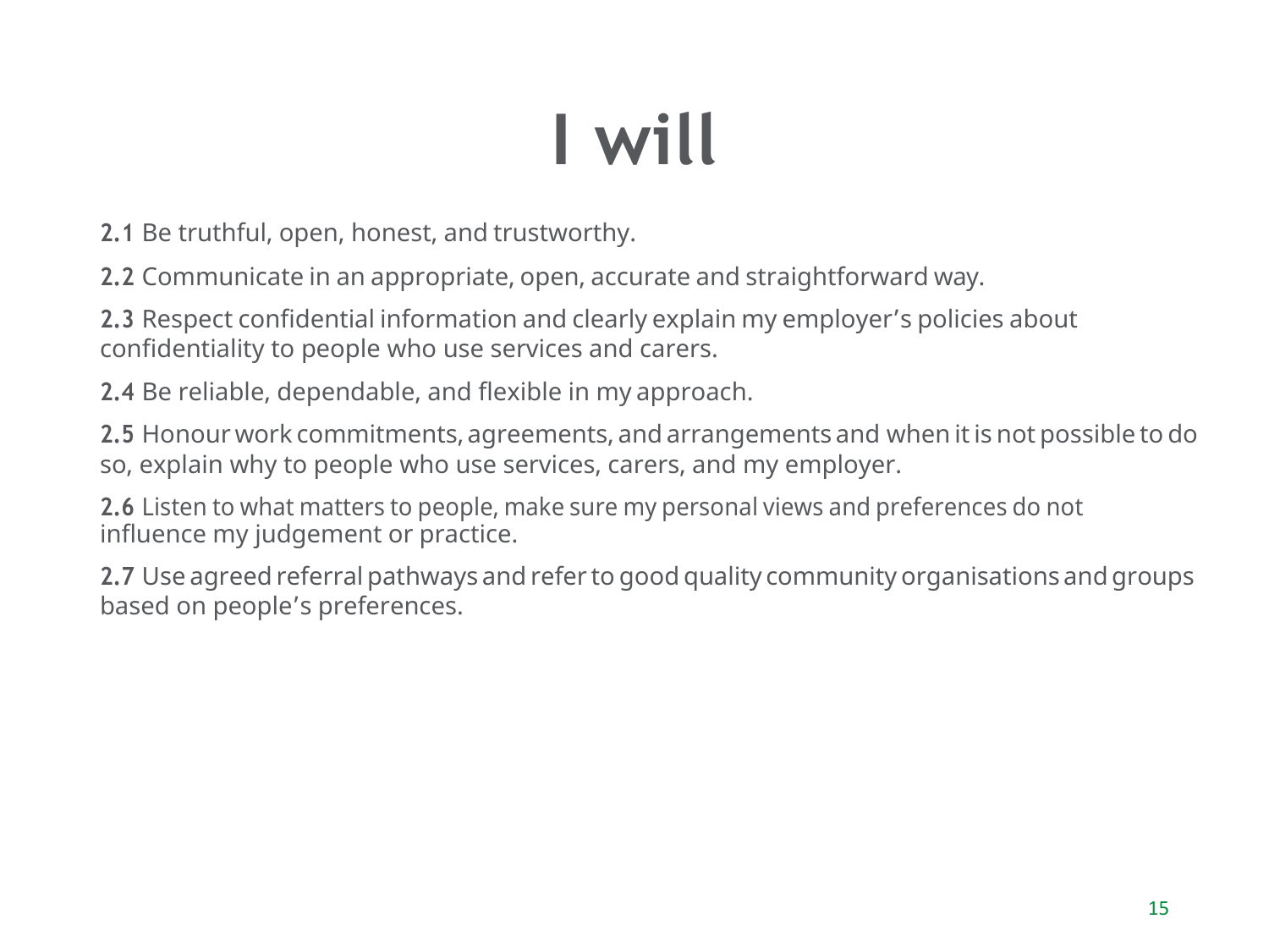# I will

**2.1** Be truthful, open, honest, and trustworthy.

**2.2** Communicate in an appropriate, open, accurate and straightforward way.

**2.3** Respect confidential information and clearly explain my employer's policies about confidentiality to people who use services and carers.

**2.4** Be reliable, dependable, and flexible in my approach.

**2.5** Honour work commitments, agreements, and arrangements and when it is not possible to do so, explain why to people who use services, carers, and my employer.

**2.6** Listen to what matters to people, make sure my personal views and preferences do not influence my judgement or practice.

**2.7** Use agreed referral pathways and refer to good quality community organisations and groups based on people's preferences.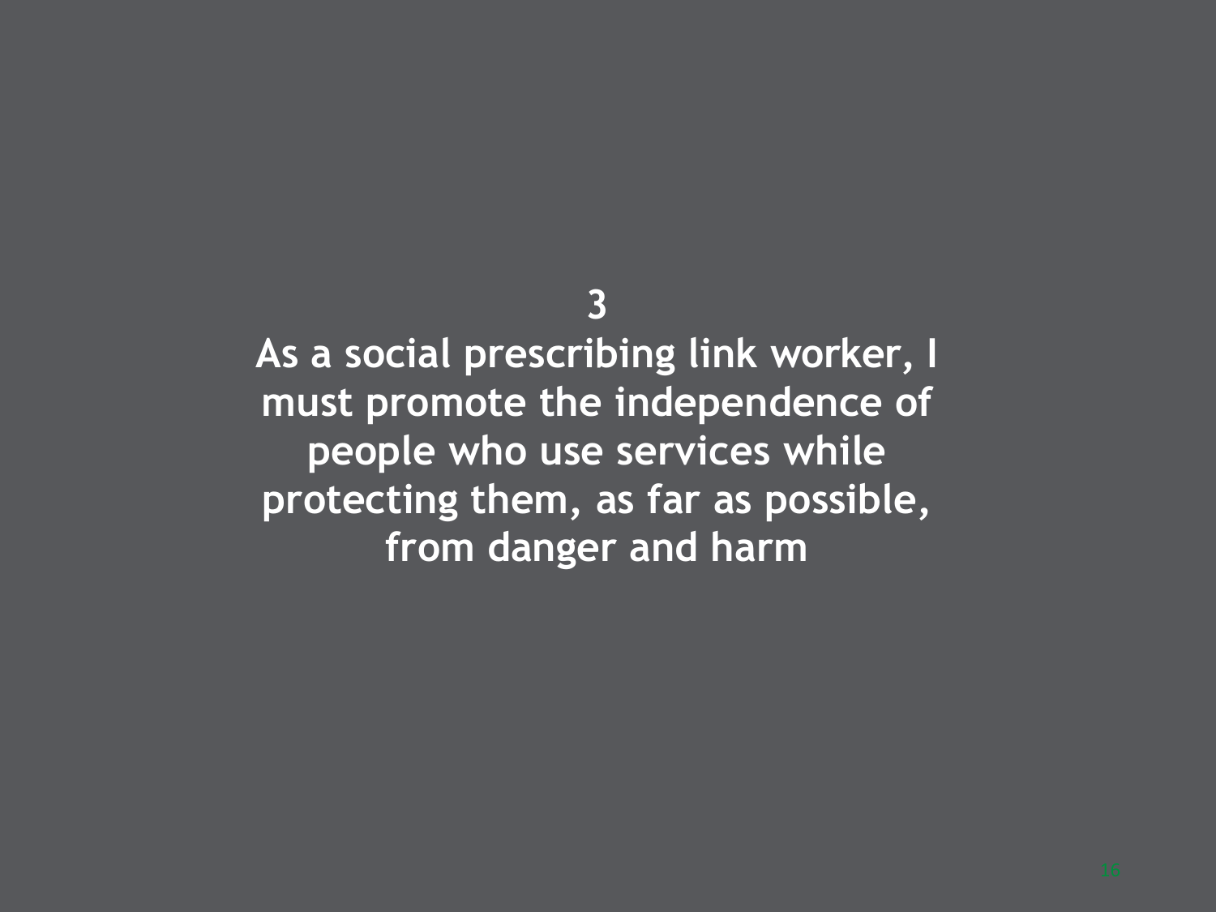**3**

**As a social prescribing link worker, I must promote the independence of people who use services while protecting them, as far as possible, from danger and harm**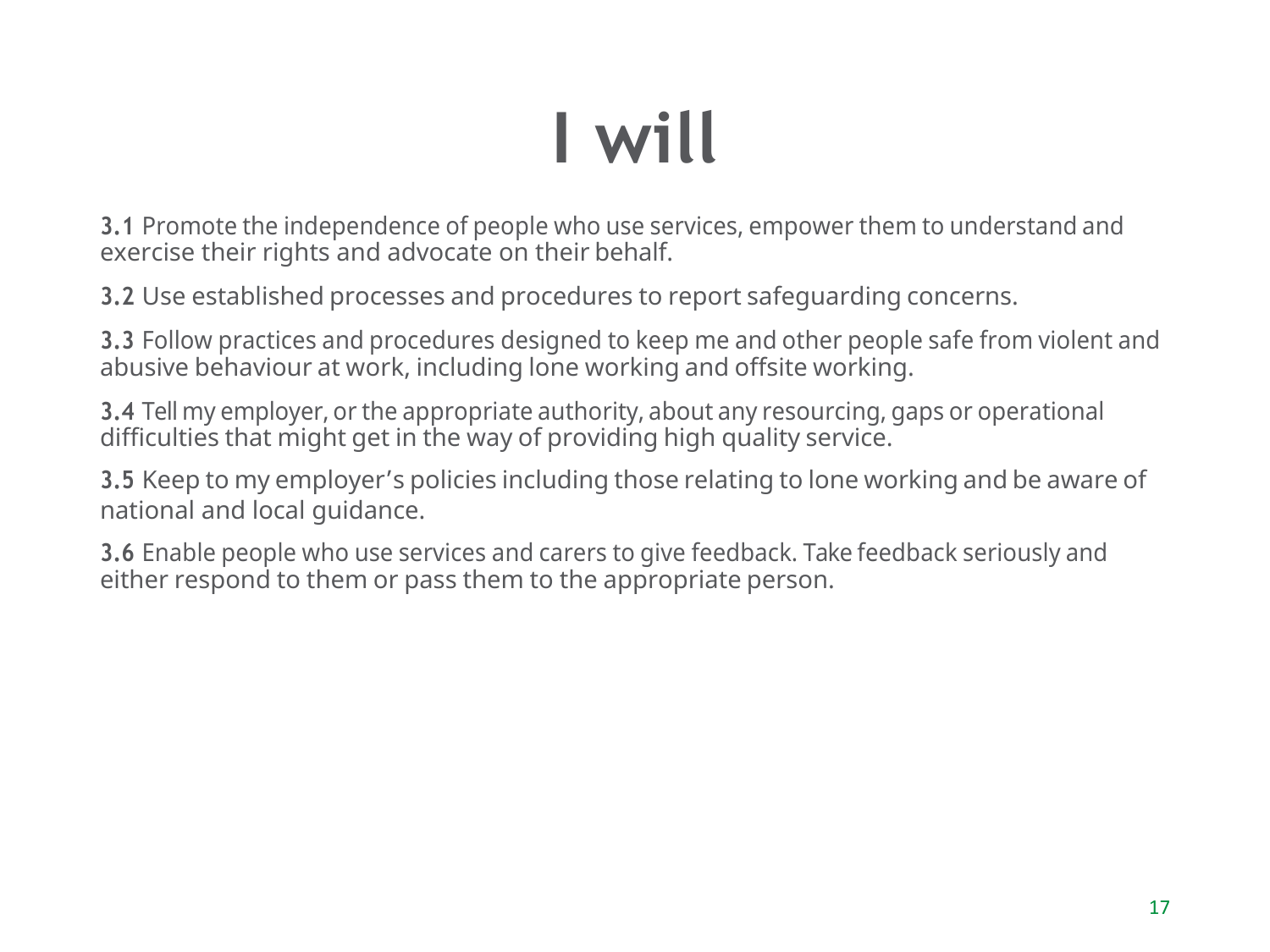# I will

**3.1** Promote the independence of people who use services, empower them to understand and exercise their rights and advocate on their behalf.

**3.2** Use established processes and procedures to report safeguarding concerns.

**3.3** Follow practices and procedures designed to keep me and other people safe from violent and abusive behaviour at work, including lone working and offsite working.

**3.4** Tell my employer, or the appropriate authority, about any resourcing, gaps or operational difficulties that might get in the way of providing high quality service.

**3.5** Keep to my employer's policies including those relating to lone working and be aware of national and local guidance.

**3.6** Enable people who use services and carers to give feedback. Take feedback seriously and either respond to them or pass them to the appropriate person.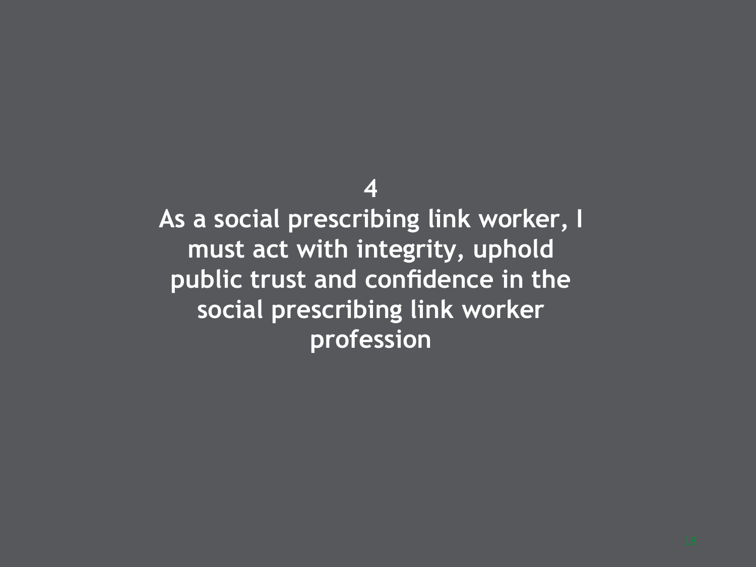# 4

# As a social prescribing link worker, I must act with integrity, uphold public trust and confidence in the social prescribing link worker profession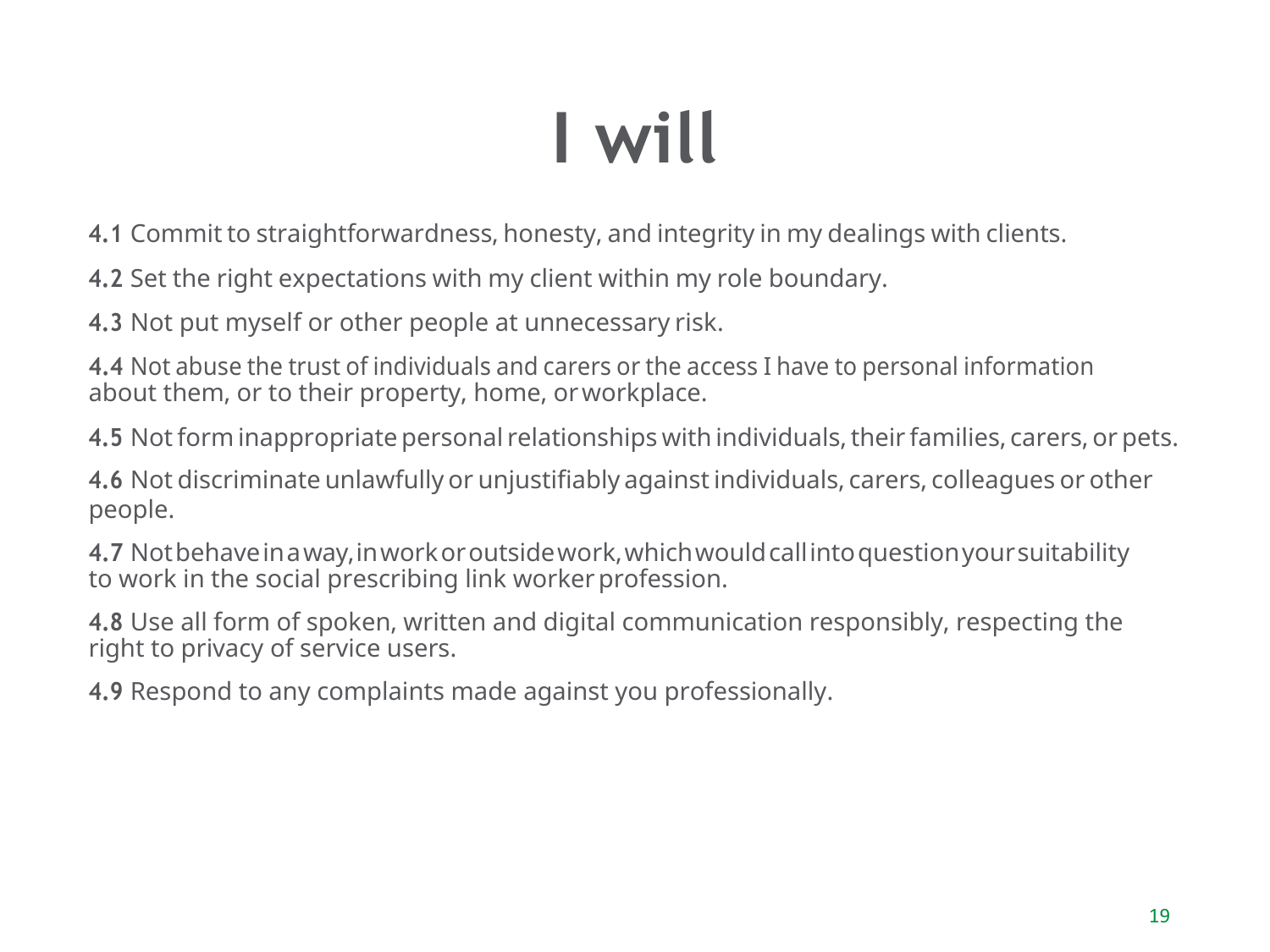# I will

**4.1** Commit to straightforwardness, honesty, and integrity in my dealings with clients.

**4.2** Set the right expectations with my client within my role boundary.

**4.3** Not put myself or other people at unnecessary risk.

**4.4** Not abuse the trust of individuals and carers or the access I have to personal information about them, or to their property, home, or workplace.

**4.5** Not form inappropriate personal relationships with individuals, their families, carers, or pets.

**4.6** Not discriminate unlawfully or unjustifiably against individuals, carers, colleagues or other people.

**4.7** Not behave in a way, in work or outside work, which would call into question your suitability to work in the social prescribing link worker profession.

**4.8** Use all form of spoken, written and digital communication responsibly, respecting the right to privacy of service users.

**4.9** Respond to any complaints made against you professionally.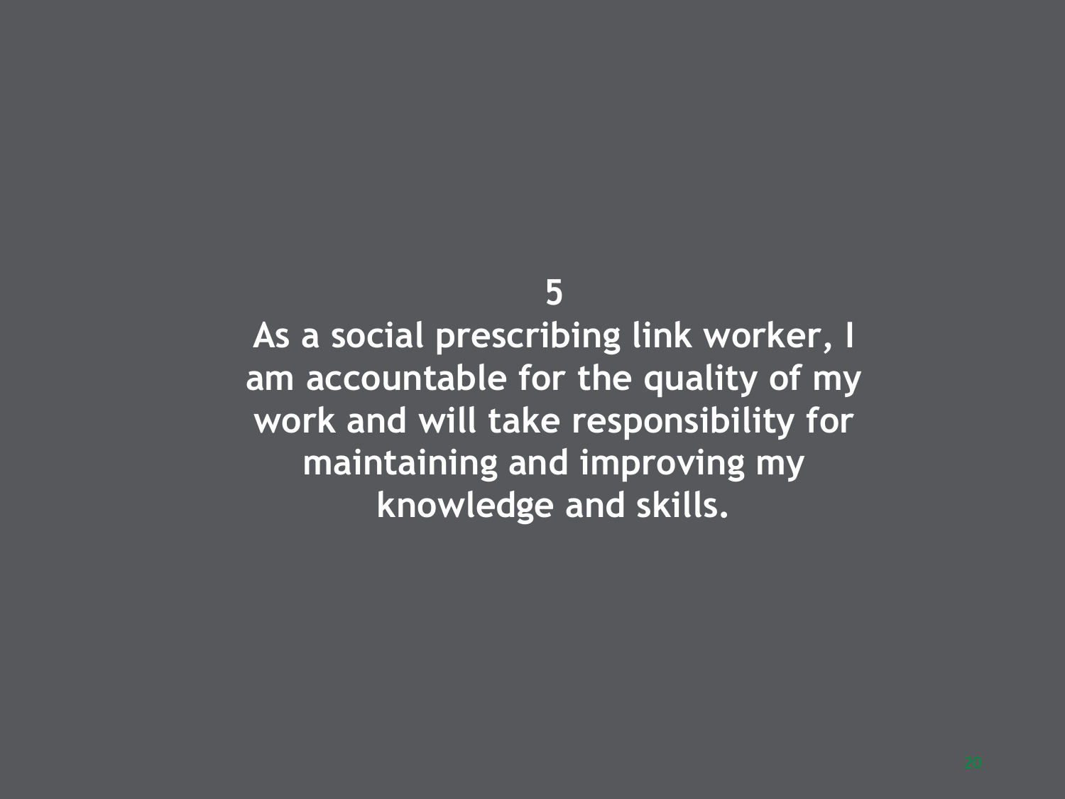**5**

**As a social prescribing link worker, I am accountable for the quality of my work and will take responsibility for maintaining and improving my knowledge and skills.**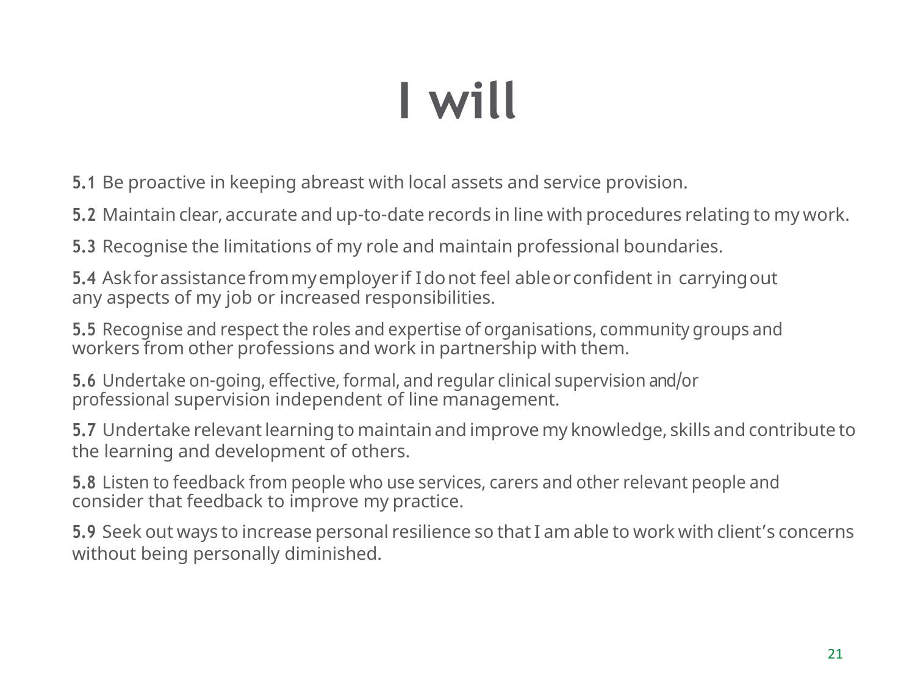# I will

**5.1** Be proactive in keeping abreast with local assets and service provision.

**5.2** Maintain clear, accurate and up-to-date records in line with procedures relating to my work.

**5.3** Recognise the limitations of my role and maintain professional boundaries.

**5.4** Ask for assistance from my employer if I do not feel able or confident in carrying out any aspects of my job or increased responsibilities.

**5.5** Recognise and respect the roles and expertise of organisations, community groups and workers from other professions and work in partnership with them.

**5.6** Undertake on-going, effective, formal, and regular clinical supervision and/or professional supervision independent of line management.

**5.7** Undertake relevant learning to maintain and improve my knowledge, skills and contribute to the learning and development of others.

**5.8** Listen to feedback from people who use services, carers and other relevant people and consider that feedback to improve my practice.

**5.9** Seek out ways to increase personal resilience so that I am able to work with client's concerns without being personally diminished.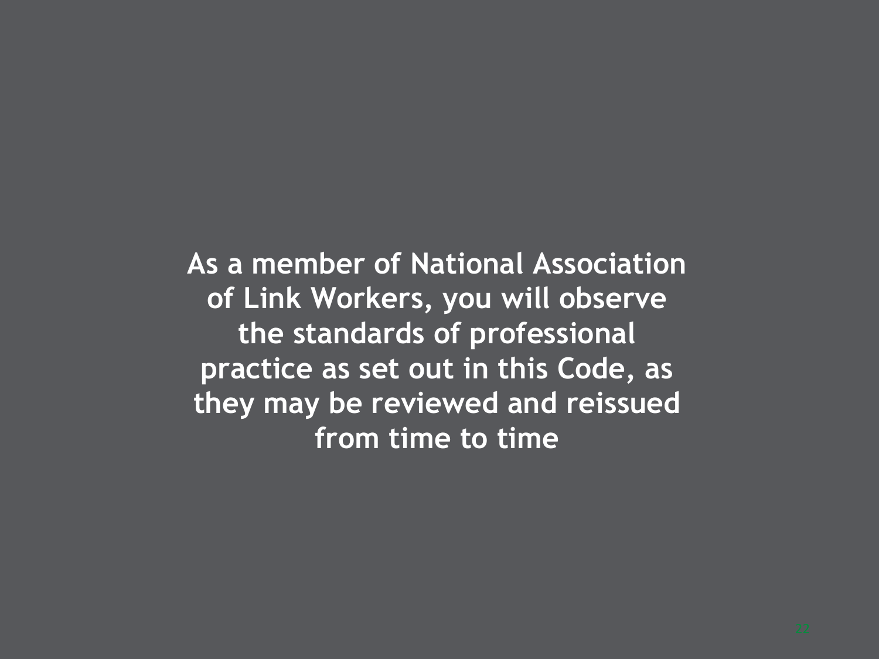**As a member of National Association of Link Workers, you will observe the standards of professional practice as set out in this Code, as they may be reviewed and reissued from time to time**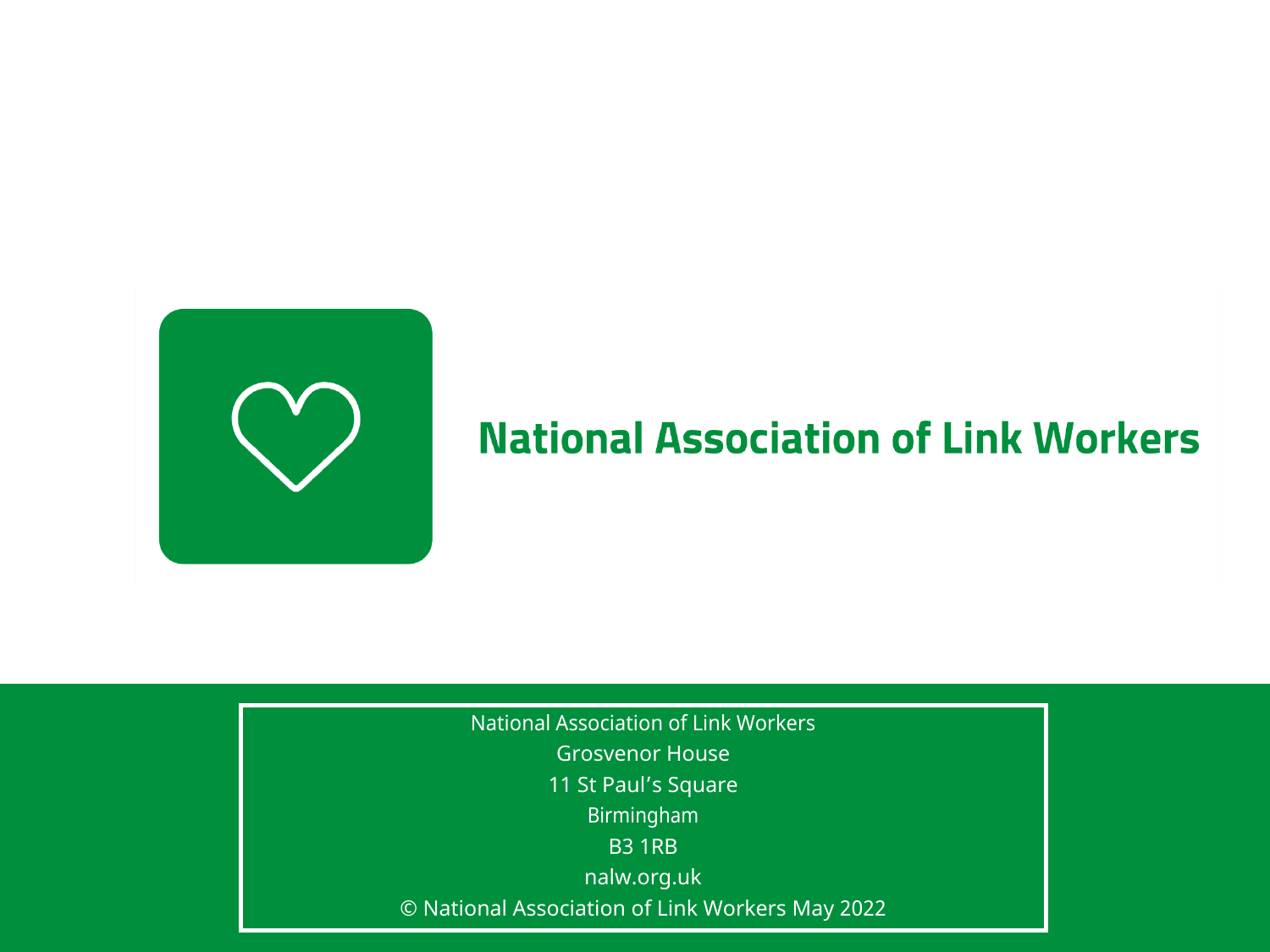# National Association of Link Workers

National Association of Link Workers
Grosvenor House
11 St Paul's Square
Birmingham
B3 1RB
nalw.org.uk
© National Association of Link Workers May 2022